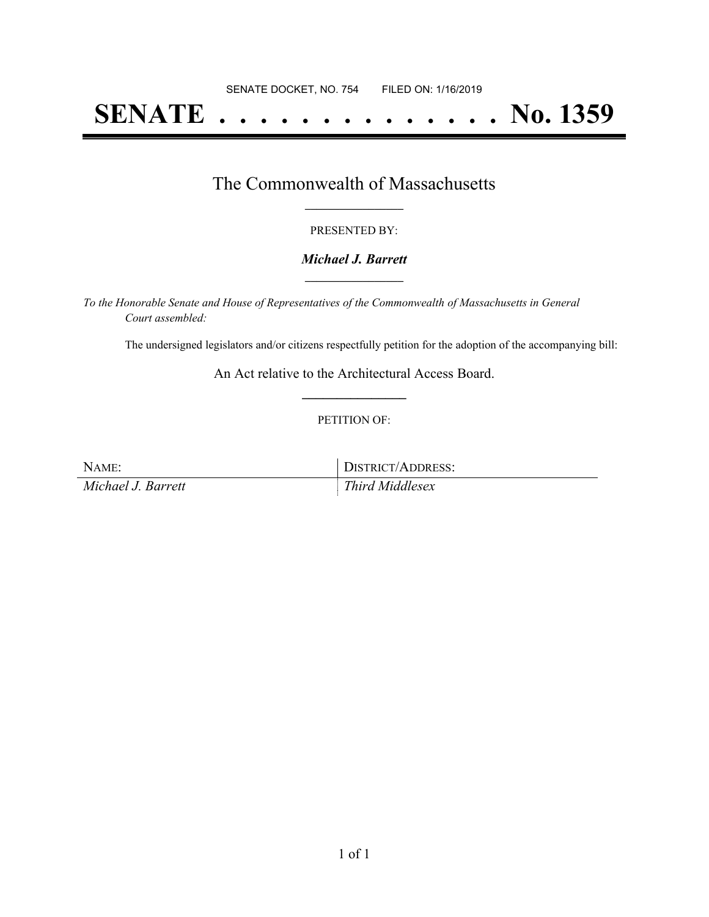SENATE DOCKET, NO. 754        FILED ON: 1/16/2019

# SENATE . . . . . . . . . . . . . . No. 1359

## The Commonwealth of Massachusetts

PRESENTED BY:

***Michael J. Barrett***

*To the Honorable Senate and House of Representatives of the Commonwealth of Massachusetts in General Court assembled:*

The undersigned legislators and/or citizens respectfully petition for the adoption of the accompanying bill:

An Act relative to the Architectural Access Board.

PETITION OF:

| NAME: | DISTRICT/ADDRESS: |
| --- | --- |
| *Michael J. Barrett* | *Third Middlesex* |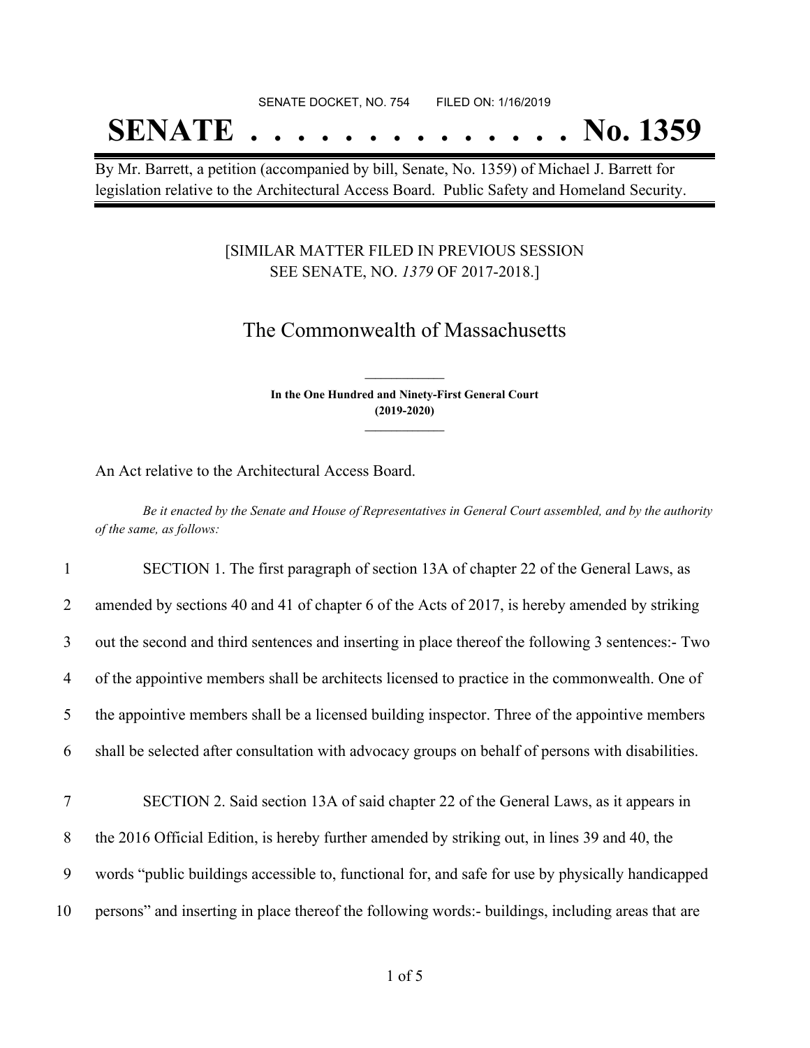SENATE DOCKET, NO. 754        FILED ON: 1/16/2019

# SENATE . . . . . . . . . . . . . . No. 1359

By Mr. Barrett, a petition (accompanied by bill, Senate, No. 1359) of Michael J. Barrett for legislation relative to the Architectural Access Board. Public Safety and Homeland Security.

[SIMILAR MATTER FILED IN PREVIOUS SESSION SEE SENATE, NO. *1379* OF 2017-2018.]

## The Commonwealth of Massachusetts

**In the One Hundred and Ninety-First General Court (2019-2020)**

An Act relative to the Architectural Access Board.

*Be it enacted by the Senate and House of Representatives in General Court assembled, and by the authority of the same, as follows:*

1 SECTION 1. The first paragraph of section 13A of chapter 22 of the General Laws, as
2 amended by sections 40 and 41 of chapter 6 of the Acts of 2017, is hereby amended by striking
3 out the second and third sentences and inserting in place thereof the following 3 sentences:- Two
4 of the appointive members shall be architects licensed to practice in the commonwealth. One of
5 the appointive members shall be a licensed building inspector. Three of the appointive members
6 shall be selected after consultation with advocacy groups on behalf of persons with disabilities.

7 SECTION 2. Said section 13A of said chapter 22 of the General Laws, as it appears in
8 the 2016 Official Edition, is hereby further amended by striking out, in lines 39 and 40, the
9 words "public buildings accessible to, functional for, and safe for use by physically handicapped
10 persons" and inserting in place thereof the following words:- buildings, including areas that are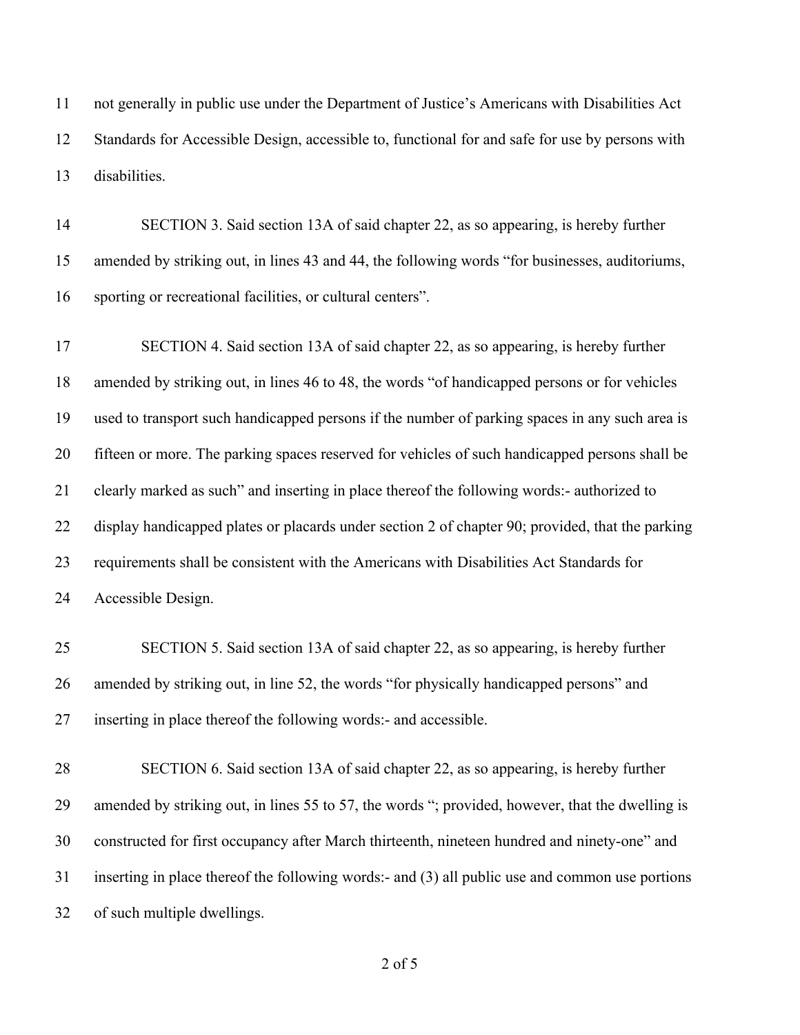not generally in public use under the Department of Justice's Americans with Disabilities Act Standards for Accessible Design, accessible to, functional for and safe for use by persons with disabilities.

SECTION 3. Said section 13A of said chapter 22, as so appearing, is hereby further amended by striking out, in lines 43 and 44, the following words "for businesses, auditoriums, sporting or recreational facilities, or cultural centers".

SECTION 4. Said section 13A of said chapter 22, as so appearing, is hereby further amended by striking out, in lines 46 to 48, the words "of handicapped persons or for vehicles used to transport such handicapped persons if the number of parking spaces in any such area is fifteen or more. The parking spaces reserved for vehicles of such handicapped persons shall be clearly marked as such" and inserting in place thereof the following words:- authorized to display handicapped plates or placards under section 2 of chapter 90; provided, that the parking requirements shall be consistent with the Americans with Disabilities Act Standards for Accessible Design.

SECTION 5. Said section 13A of said chapter 22, as so appearing, is hereby further amended by striking out, in line 52, the words "for physically handicapped persons" and inserting in place thereof the following words:- and accessible.

SECTION 6. Said section 13A of said chapter 22, as so appearing, is hereby further amended by striking out, in lines 55 to 57, the words "; provided, however, that the dwelling is constructed for first occupancy after March thirteenth, nineteen hundred and ninety-one" and inserting in place thereof the following words:- and (3) all public use and common use portions of such multiple dwellings.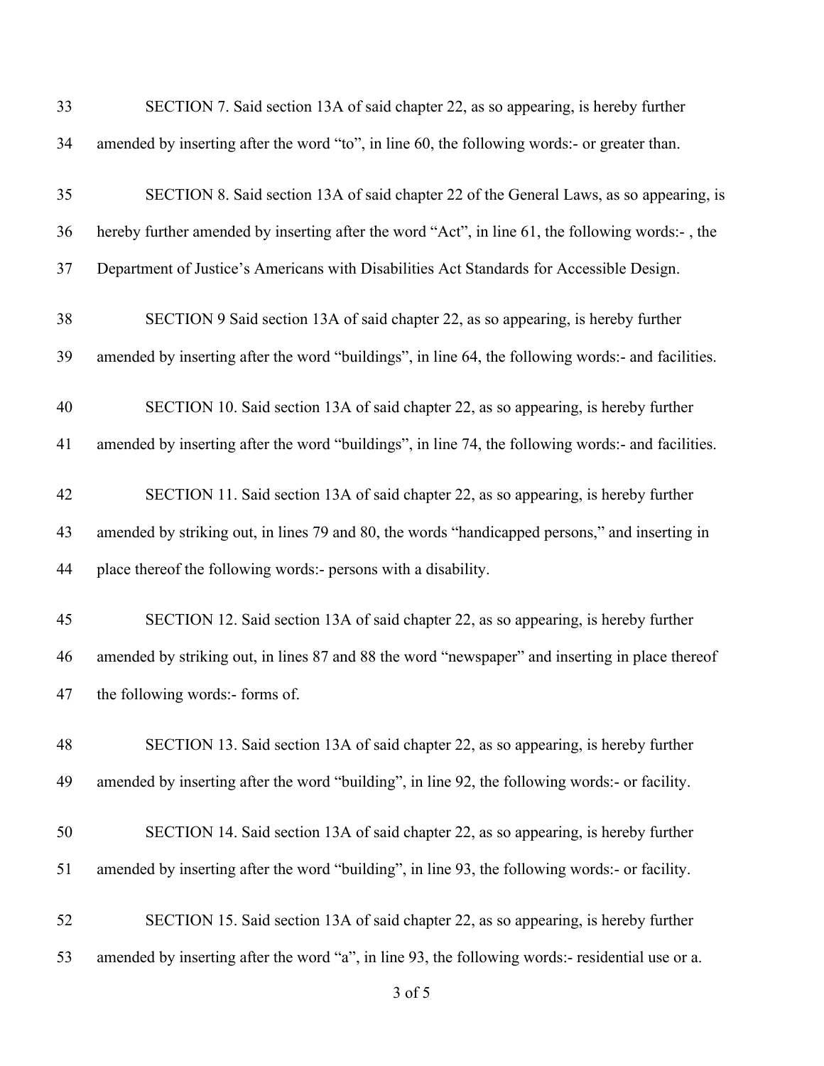SECTION 7. Said section 13A of said chapter 22, as so appearing, is hereby further amended by inserting after the word "to", in line 60, the following words:- or greater than.

SECTION 8. Said section 13A of said chapter 22 of the General Laws, as so appearing, is hereby further amended by inserting after the word "Act", in line 61, the following words:- , the Department of Justice's Americans with Disabilities Act Standards for Accessible Design.

SECTION 9 Said section 13A of said chapter 22, as so appearing, is hereby further amended by inserting after the word "buildings", in line 64, the following words:- and facilities.

SECTION 10. Said section 13A of said chapter 22, as so appearing, is hereby further amended by inserting after the word "buildings", in line 74, the following words:- and facilities.

SECTION 11. Said section 13A of said chapter 22, as so appearing, is hereby further amended by striking out, in lines 79 and 80, the words "handicapped persons," and inserting in place thereof the following words:- persons with a disability.

SECTION 12. Said section 13A of said chapter 22, as so appearing, is hereby further amended by striking out, in lines 87 and 88 the word "newspaper" and inserting in place thereof the following words:- forms of.

SECTION 13. Said section 13A of said chapter 22, as so appearing, is hereby further amended by inserting after the word "building", in line 92, the following words:- or facility.

SECTION 14. Said section 13A of said chapter 22, as so appearing, is hereby further amended by inserting after the word "building", in line 93, the following words:- or facility.

SECTION 15. Said section 13A of said chapter 22, as so appearing, is hereby further amended by inserting after the word "a", in line 93, the following words:- residential use or a.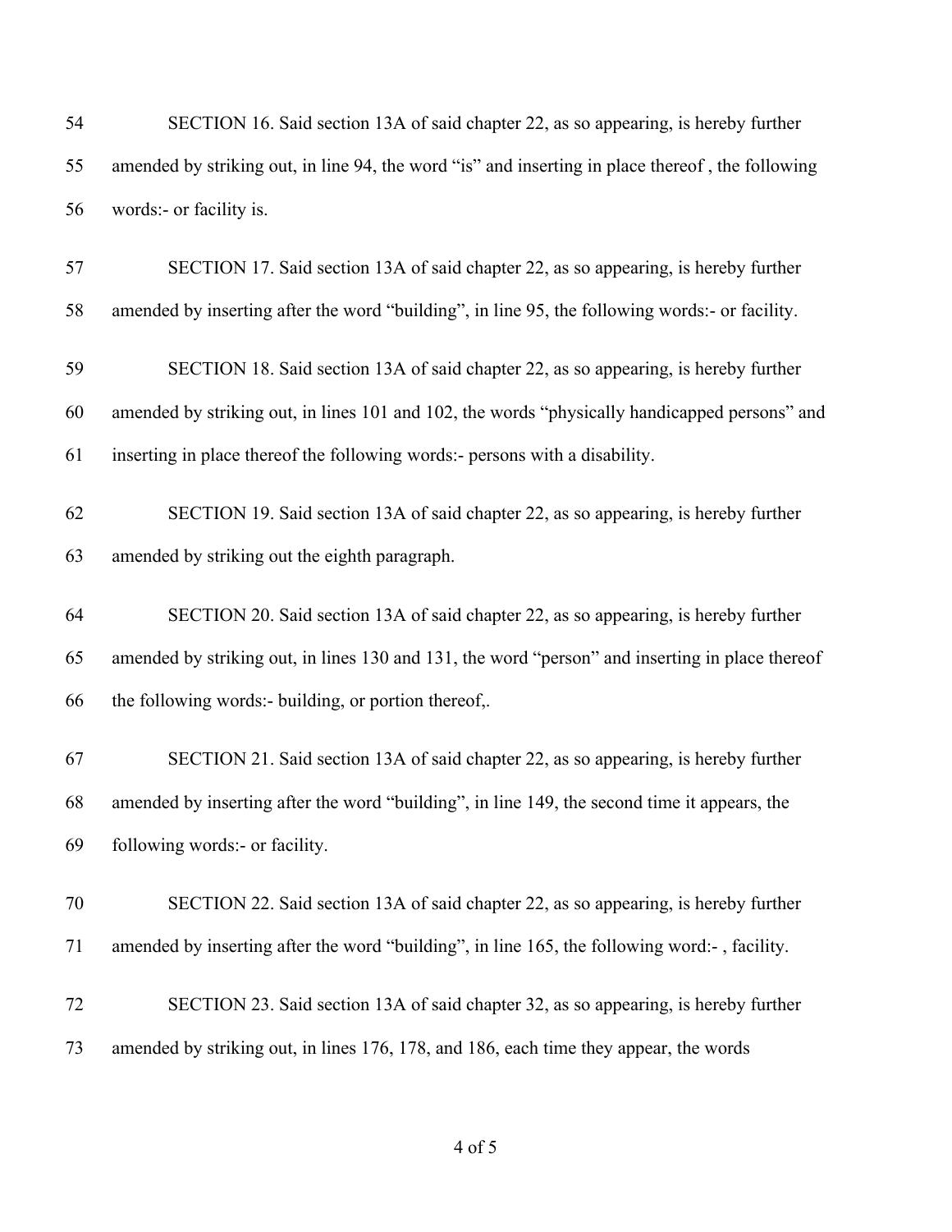SECTION 16. Said section 13A of said chapter 22, as so appearing, is hereby further amended by striking out, in line 94, the word "is" and inserting in place thereof , the following words:- or facility is.

SECTION 17. Said section 13A of said chapter 22, as so appearing, is hereby further amended by inserting after the word "building", in line 95, the following words:- or facility.

SECTION 18. Said section 13A of said chapter 22, as so appearing, is hereby further amended by striking out, in lines 101 and 102, the words "physically handicapped persons" and inserting in place thereof the following words:- persons with a disability.

SECTION 19. Said section 13A of said chapter 22, as so appearing, is hereby further amended by striking out the eighth paragraph.

SECTION 20. Said section 13A of said chapter 22, as so appearing, is hereby further amended by striking out, in lines 130 and 131, the word "person" and inserting in place thereof the following words:- building, or portion thereof,.

SECTION 21. Said section 13A of said chapter 22, as so appearing, is hereby further amended by inserting after the word "building", in line 149, the second time it appears, the following words:- or facility.

SECTION 22. Said section 13A of said chapter 22, as so appearing, is hereby further amended by inserting after the word "building", in line 165, the following word:- , facility.

SECTION 23. Said section 13A of said chapter 32, as so appearing, is hereby further amended by striking out, in lines 176, 178, and 186, each time they appear, the words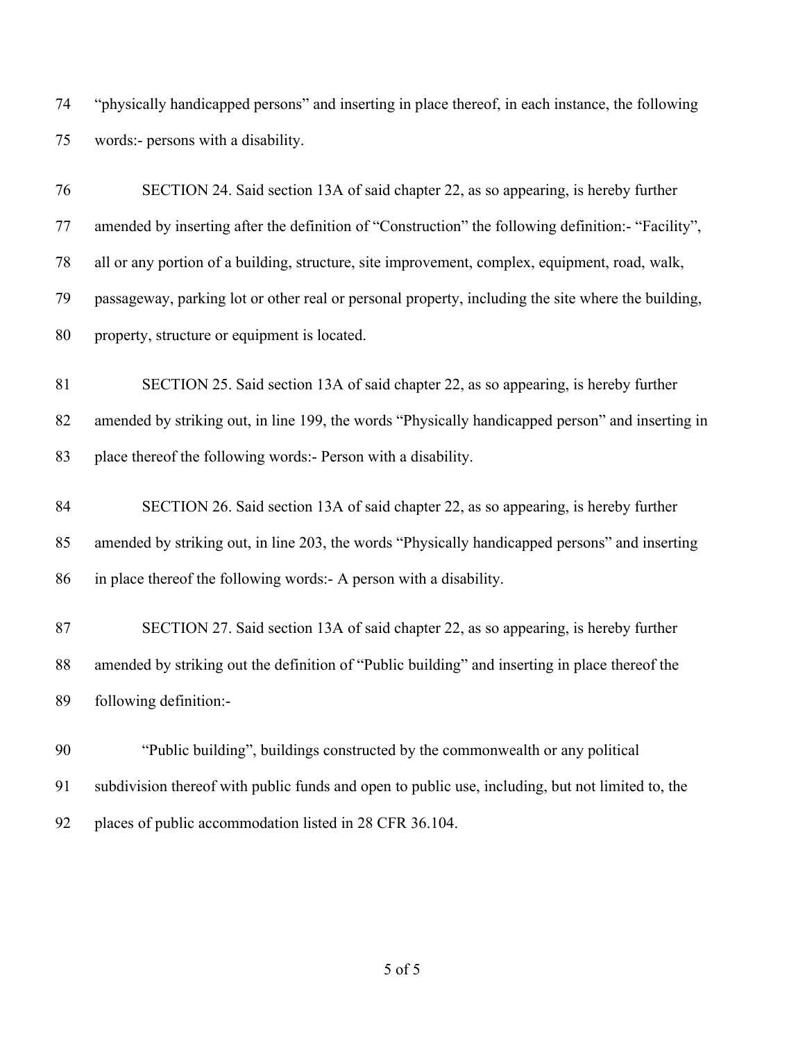"physically handicapped persons" and inserting in place thereof, in each instance, the following words:- persons with a disability.

SECTION 24. Said section 13A of said chapter 22, as so appearing, is hereby further amended by inserting after the definition of "Construction" the following definition:- "Facility", all or any portion of a building, structure, site improvement, complex, equipment, road, walk, passageway, parking lot or other real or personal property, including the site where the building, property, structure or equipment is located.

SECTION 25. Said section 13A of said chapter 22, as so appearing, is hereby further amended by striking out, in line 199, the words "Physically handicapped person" and inserting in place thereof the following words:- Person with a disability.

SECTION 26. Said section 13A of said chapter 22, as so appearing, is hereby further amended by striking out, in line 203, the words "Physically handicapped persons" and inserting in place thereof the following words:- A person with a disability.

SECTION 27. Said section 13A of said chapter 22, as so appearing, is hereby further amended by striking out the definition of "Public building" and inserting in place thereof the following definition:-

"Public building", buildings constructed by the commonwealth or any political subdivision thereof with public funds and open to public use, including, but not limited to, the places of public accommodation listed in 28 CFR 36.104.